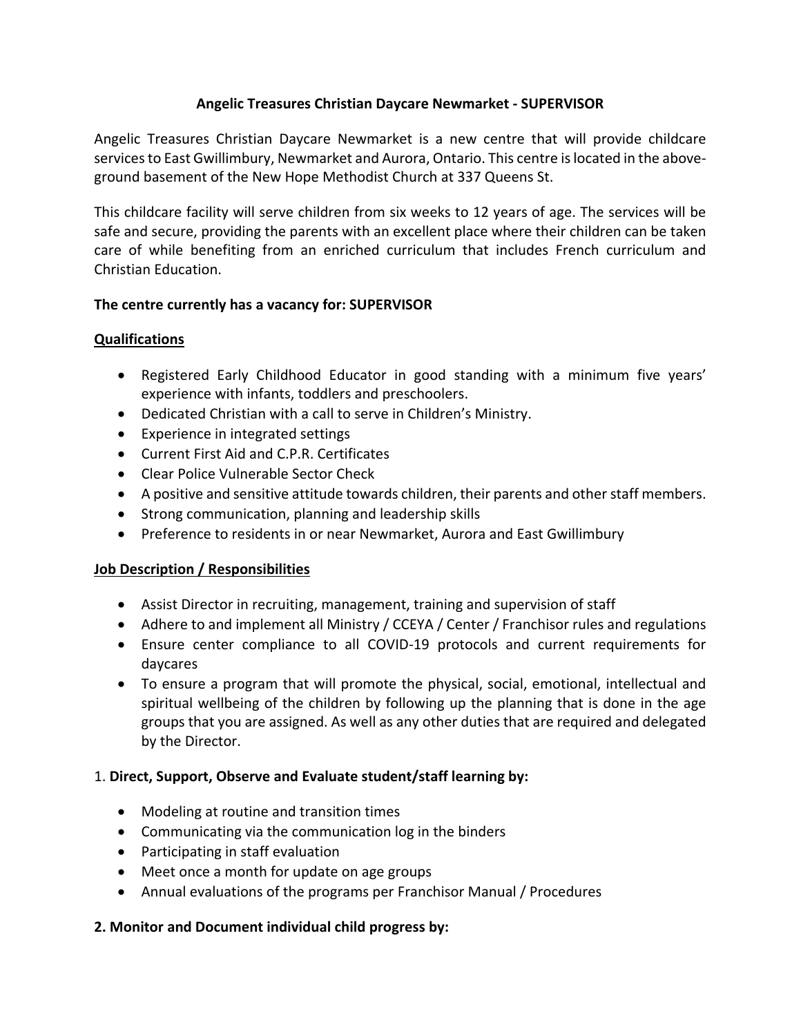# Angelic Treasures Christian Daycare Newmarket - SUPERVISOR

Angelic Treasures Christian Daycare Newmarket is a new centre that will provide childcare services to East Gwillimbury, Newmarket and Aurora, Ontario. This centre is located in the above-ground basement of the New Hope Methodist Church at 337 Queens St.

This childcare facility will serve children from six weeks to 12 years of age. The services will be safe and secure, providing the parents with an excellent place where their children can be taken care of while benefiting from an enriched curriculum that includes French curriculum and Christian Education.

**The centre currently has a vacancy for: SUPERVISOR**

## Qualifications

- Registered Early Childhood Educator in good standing with a minimum five years' experience with infants, toddlers and preschoolers.
- Dedicated Christian with a call to serve in Children's Ministry.
- Experience in integrated settings
- Current First Aid and C.P.R. Certificates
- Clear Police Vulnerable Sector Check
- A positive and sensitive attitude towards children, their parents and other staff members.
- Strong communication, planning and leadership skills
- Preference to residents in or near Newmarket, Aurora and East Gwillimbury

## Job Description / Responsibilities

- Assist Director in recruiting, management, training and supervision of staff
- Adhere to and implement all Ministry / CCEYA / Center / Franchisor rules and regulations
- Ensure center compliance to all COVID-19 protocols and current requirements for daycares
- To ensure a program that will promote the physical, social, emotional, intellectual and spiritual wellbeing of the children by following up the planning that is done in the age groups that you are assigned. As well as any other duties that are required and delegated by the Director.

1. **Direct, Support, Observe and Evaluate student/staff learning by:**

- Modeling at routine and transition times
- Communicating via the communication log in the binders
- Participating in staff evaluation
- Meet once a month for update on age groups
- Annual evaluations of the programs per Franchisor Manual / Procedures

**2. Monitor and Document individual child progress by:**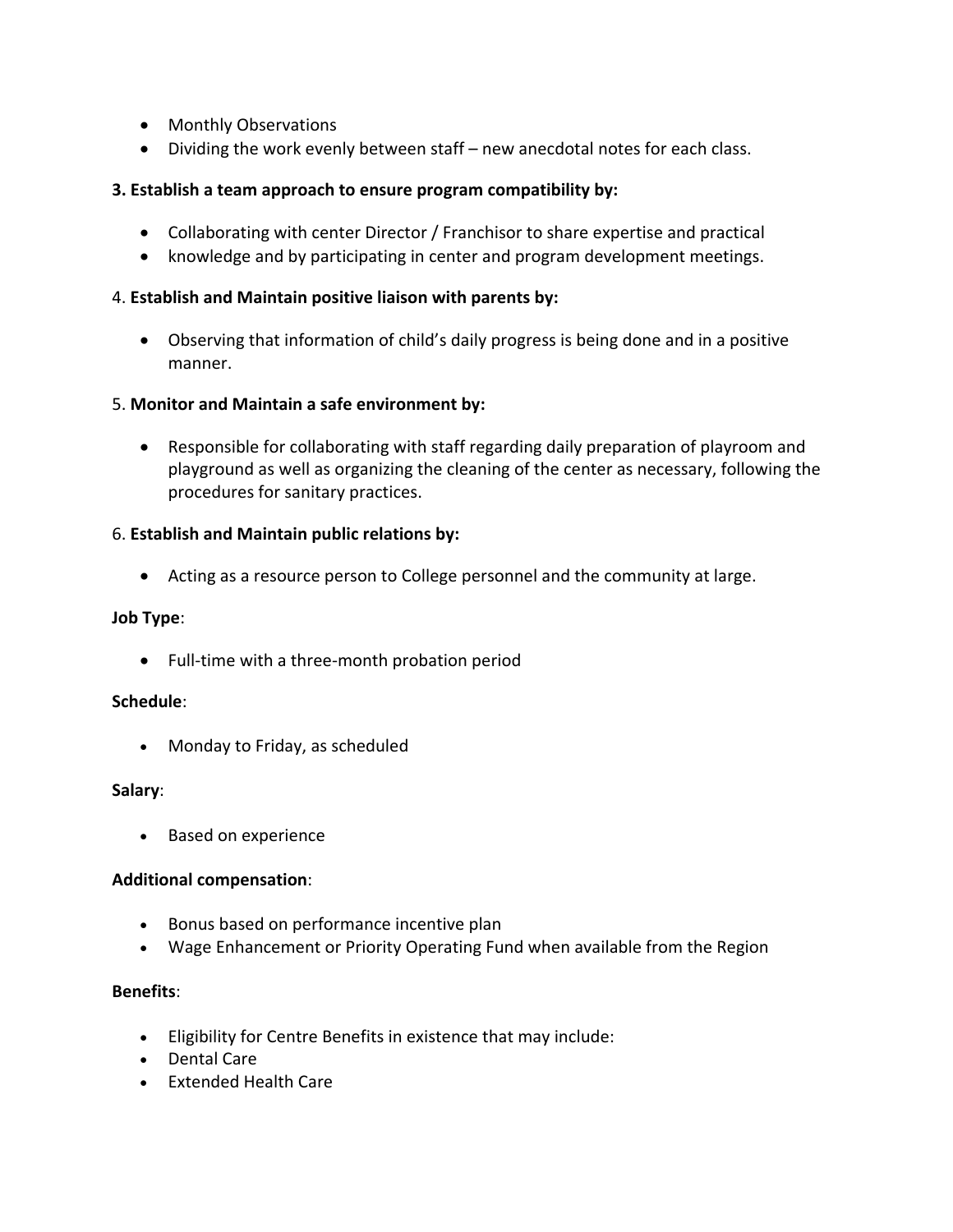- Monthly Observations
- Dividing the work evenly between staff – new anecdotal notes for each class.

**3. Establish a team approach to ensure program compatibility by:**

- Collaborating with center Director / Franchisor to share expertise and practical
- knowledge and by participating in center and program development meetings.

4. **Establish and Maintain positive liaison with parents by:**

- Observing that information of child's daily progress is being done and in a positive manner.

5. **Monitor and Maintain a safe environment by:**

- Responsible for collaborating with staff regarding daily preparation of playroom and playground as well as organizing the cleaning of the center as necessary, following the procedures for sanitary practices.

6. **Establish and Maintain public relations by:**

- Acting as a resource person to College personnel and the community at large.

**Job Type**:

- Full-time with a three-month probation period

**Schedule**:

- Monday to Friday, as scheduled

**Salary**:

- Based on experience

**Additional compensation**:

- Bonus based on performance incentive plan
- Wage Enhancement or Priority Operating Fund when available from the Region

**Benefits**:

- Eligibility for Centre Benefits in existence that may include:
- Dental Care
- Extended Health Care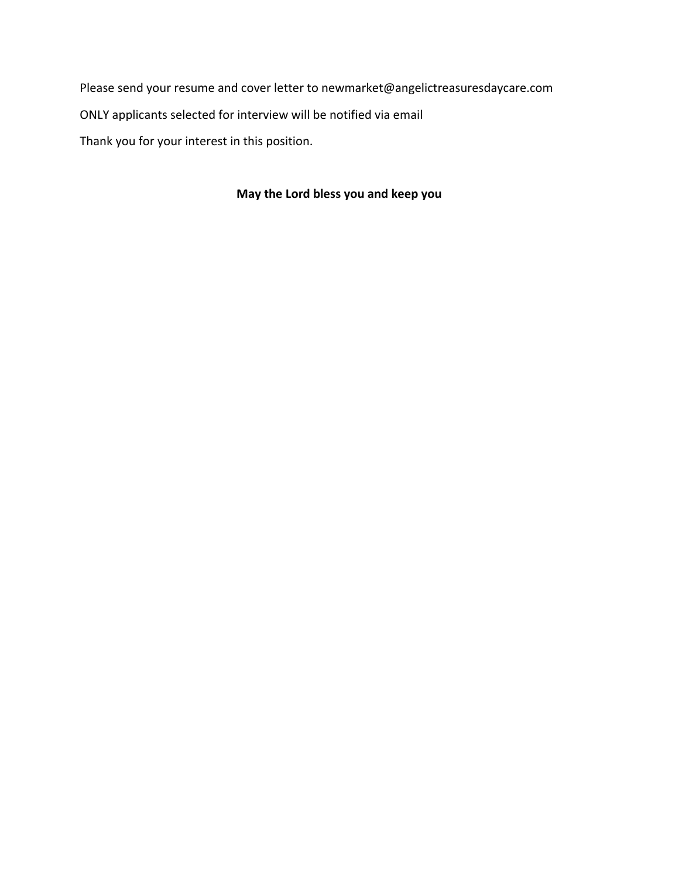Please send your resume and cover letter to newmarket@angelictreasuresdaycare.com

ONLY applicants selected for interview will be notified via email

Thank you for your interest in this position.

**May the Lord bless you and keep you**